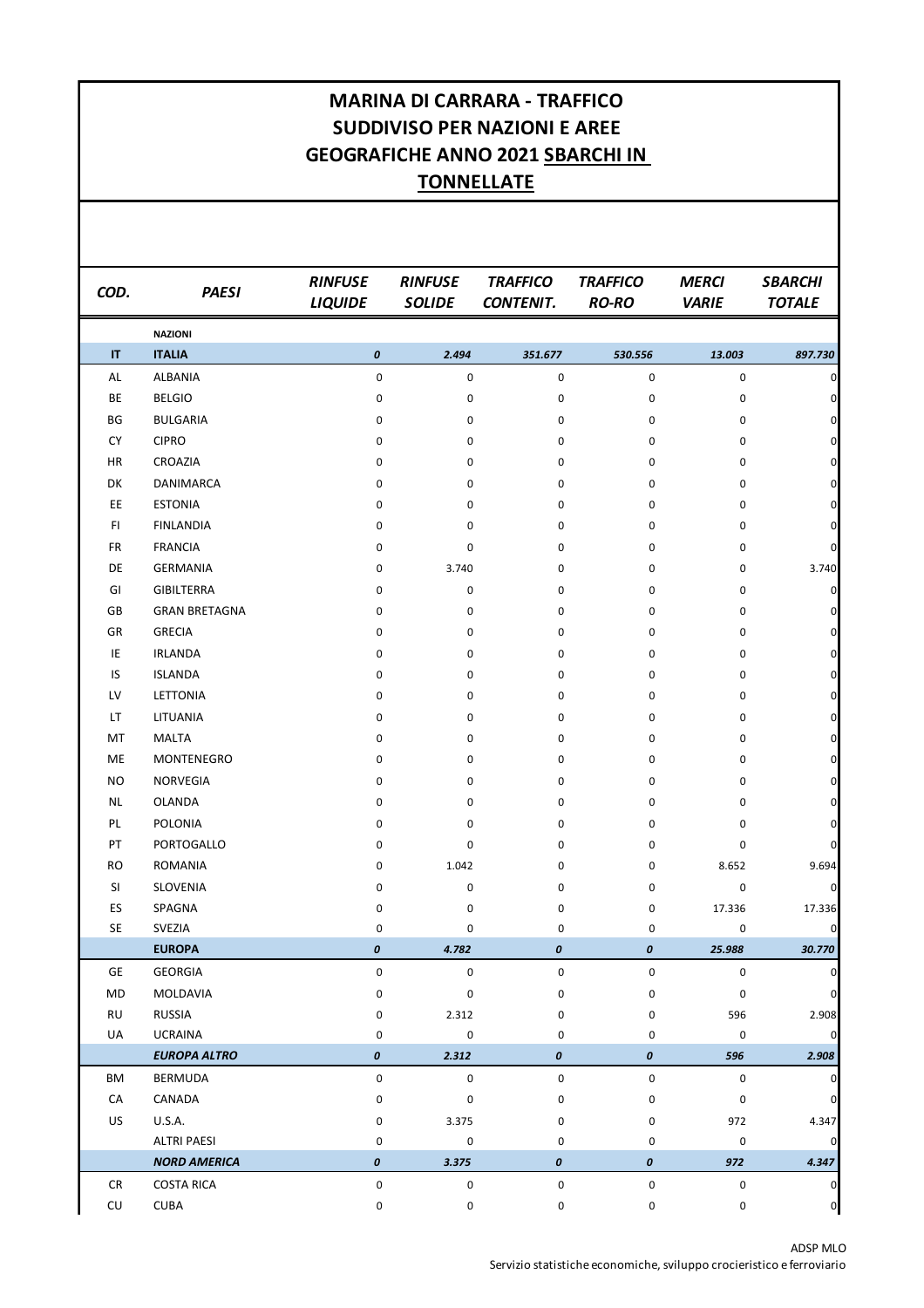# MARINA DI CARRARA - TRAFFICO SUDDIVISO PER NAZIONI E AREE GEOGRAFICHE ANNO 2021 SBARCHI IN TONNELLATE

| *COD.* | *PAESI* | *RINFUSE LIQUIDE* | *RINFUSE SOLIDE* | *TRAFFICO CONTENIT.* | *TRAFFICO RO-RO* | *MERCI VARIE* | *SBARCHI TOTALE* |
|---|---|---|---|---|---|---|---|
| | **NAZIONI** | | | | | | |
| **IT** | **ITALIA** | ***0*** | ***2.494*** | ***351.677*** | ***530.556*** | ***13.003*** | ***897.730*** |
| AL | ALBANIA | 0 | 0 | 0 | 0 | 0 | 0 |
| BE | BELGIO | 0 | 0 | 0 | 0 | 0 | 0 |
| BG | BULGARIA | 0 | 0 | 0 | 0 | 0 | 0 |
| CY | CIPRO | 0 | 0 | 0 | 0 | 0 | 0 |
| HR | CROAZIA | 0 | 0 | 0 | 0 | 0 | 0 |
| DK | DANIMARCA | 0 | 0 | 0 | 0 | 0 | 0 |
| EE | ESTONIA | 0 | 0 | 0 | 0 | 0 | 0 |
| FI | FINLANDIA | 0 | 0 | 0 | 0 | 0 | 0 |
| FR | FRANCIA | 0 | 0 | 0 | 0 | 0 | 0 |
| DE | GERMANIA | 0 | 3.740 | 0 | 0 | 0 | 3.740 |
| GI | GIBILTERRA | 0 | 0 | 0 | 0 | 0 | 0 |
| GB | GRAN BRETAGNA | 0 | 0 | 0 | 0 | 0 | 0 |
| GR | GRECIA | 0 | 0 | 0 | 0 | 0 | 0 |
| IE | IRLANDA | 0 | 0 | 0 | 0 | 0 | 0 |
| IS | ISLANDA | 0 | 0 | 0 | 0 | 0 | 0 |
| LV | LETTONIA | 0 | 0 | 0 | 0 | 0 | 0 |
| LT | LITUANIA | 0 | 0 | 0 | 0 | 0 | 0 |
| MT | MALTA | 0 | 0 | 0 | 0 | 0 | 0 |
| ME | MONTENEGRO | 0 | 0 | 0 | 0 | 0 | 0 |
| NO | NORVEGIA | 0 | 0 | 0 | 0 | 0 | 0 |
| NL | OLANDA | 0 | 0 | 0 | 0 | 0 | 0 |
| PL | POLONIA | 0 | 0 | 0 | 0 | 0 | 0 |
| PT | PORTOGALLO | 0 | 0 | 0 | 0 | 0 | 0 |
| RO | ROMANIA | 0 | 1.042 | 0 | 0 | 8.652 | 9.694 |
| SI | SLOVENIA | 0 | 0 | 0 | 0 | 0 | 0 |
| ES | SPAGNA | 0 | 0 | 0 | 0 | 17.336 | 17.336 |
| SE | SVEZIA | 0 | 0 | 0 | 0 | 0 | 0 |
| | **EUROPA** | ***0*** | ***4.782*** | ***0*** | ***0*** | ***25.988*** | ***30.770*** |
| GE | GEORGIA | 0 | 0 | 0 | 0 | 0 | 0 |
| MD | MOLDAVIA | 0 | 0 | 0 | 0 | 0 | 0 |
| RU | RUSSIA | 0 | 2.312 | 0 | 0 | 596 | 2.908 |
| UA | UCRAINA | 0 | 0 | 0 | 0 | 0 | 0 |
| | ***EUROPA ALTRO*** | ***0*** | ***2.312*** | ***0*** | ***0*** | ***596*** | ***2.908*** |
| BM | BERMUDA | 0 | 0 | 0 | 0 | 0 | 0 |
| CA | CANADA | 0 | 0 | 0 | 0 | 0 | 0 |
| US | U.S.A. | 0 | 3.375 | 0 | 0 | 972 | 4.347 |
| | ALTRI PAESI | 0 | 0 | 0 | 0 | 0 | 0 |
| | ***NORD AMERICA*** | ***0*** | ***3.375*** | ***0*** | ***0*** | ***972*** | ***4.347*** |
| CR | COSTA RICA | 0 | 0 | 0 | 0 | 0 | 0 |
| CU | CUBA | 0 | 0 | 0 | 0 | 0 | 0 |

ADSP MLO
Servizio statistiche economiche, sviluppo crocieristico e ferroviario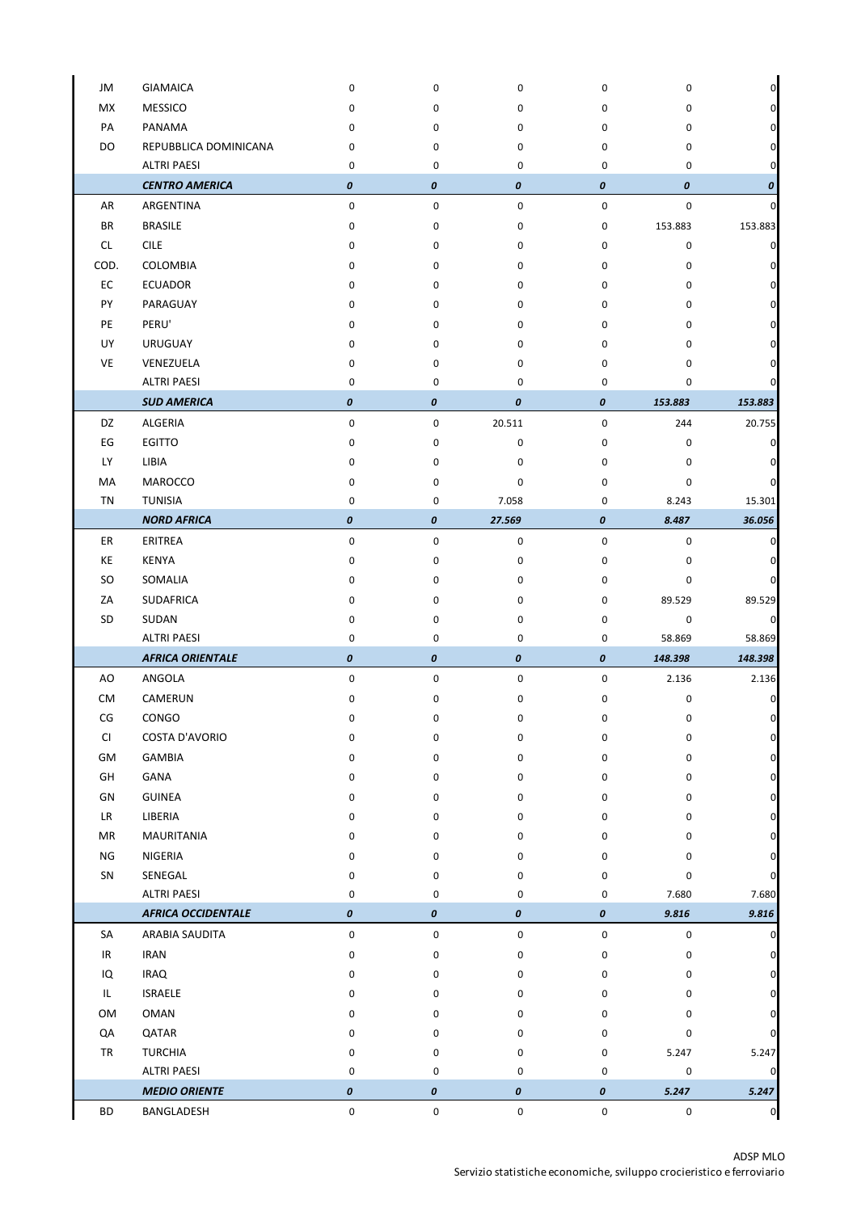| | | | | | | | |
|---|---|---|---|---|---|---|---|
| JM | GIAMAICA | 0 | 0 | 0 | 0 | 0 | 0 |
| MX | MESSICO | 0 | 0 | 0 | 0 | 0 | 0 |
| PA | PANAMA | 0 | 0 | 0 | 0 | 0 | 0 |
| DO | REPUBBLICA DOMINICANA | 0 | 0 | 0 | 0 | 0 | 0 |
| | ALTRI PAESI | 0 | 0 | 0 | 0 | 0 | 0 |
| | ***CENTRO AMERICA*** | ***0*** | ***0*** | ***0*** | ***0*** | ***0*** | ***0*** |
| AR | ARGENTINA | 0 | 0 | 0 | 0 | 0 | 0 |
| BR | BRASILE | 0 | 0 | 0 | 0 | 153.883 | 153.883 |
| CL | CILE | 0 | 0 | 0 | 0 | 0 | 0 |
| COD. | COLOMBIA | 0 | 0 | 0 | 0 | 0 | 0 |
| EC | ECUADOR | 0 | 0 | 0 | 0 | 0 | 0 |
| PY | PARAGUAY | 0 | 0 | 0 | 0 | 0 | 0 |
| PE | PERU' | 0 | 0 | 0 | 0 | 0 | 0 |
| UY | URUGUAY | 0 | 0 | 0 | 0 | 0 | 0 |
| VE | VENEZUELA | 0 | 0 | 0 | 0 | 0 | 0 |
| | ALTRI PAESI | 0 | 0 | 0 | 0 | 0 | 0 |
| | ***SUD AMERICA*** | ***0*** | ***0*** | ***0*** | ***0*** | ***153.883*** | ***153.883*** |
| DZ | ALGERIA | 0 | 0 | 20.511 | 0 | 244 | 20.755 |
| EG | EGITTO | 0 | 0 | 0 | 0 | 0 | 0 |
| LY | LIBIA | 0 | 0 | 0 | 0 | 0 | 0 |
| MA | MAROCCO | 0 | 0 | 0 | 0 | 0 | 0 |
| TN | TUNISIA | 0 | 0 | 7.058 | 0 | 8.243 | 15.301 |
| | ***NORD AFRICA*** | ***0*** | ***0*** | ***27.569*** | ***0*** | ***8.487*** | ***36.056*** |
| ER | ERITREA | 0 | 0 | 0 | 0 | 0 | 0 |
| KE | KENYA | 0 | 0 | 0 | 0 | 0 | 0 |
| SO | SOMALIA | 0 | 0 | 0 | 0 | 0 | 0 |
| ZA | SUDAFRICA | 0 | 0 | 0 | 0 | 89.529 | 89.529 |
| SD | SUDAN | 0 | 0 | 0 | 0 | 0 | 0 |
| | ALTRI PAESI | 0 | 0 | 0 | 0 | 58.869 | 58.869 |
| | ***AFRICA ORIENTALE*** | ***0*** | ***0*** | ***0*** | ***0*** | ***148.398*** | ***148.398*** |
| AO | ANGOLA | 0 | 0 | 0 | 0 | 2.136 | 2.136 |
| CM | CAMERUN | 0 | 0 | 0 | 0 | 0 | 0 |
| CG | CONGO | 0 | 0 | 0 | 0 | 0 | 0 |
| CI | COSTA D'AVORIO | 0 | 0 | 0 | 0 | 0 | 0 |
| GM | GAMBIA | 0 | 0 | 0 | 0 | 0 | 0 |
| GH | GANA | 0 | 0 | 0 | 0 | 0 | 0 |
| GN | GUINEA | 0 | 0 | 0 | 0 | 0 | 0 |
| LR | LIBERIA | 0 | 0 | 0 | 0 | 0 | 0 |
| MR | MAURITANIA | 0 | 0 | 0 | 0 | 0 | 0 |
| NG | NIGERIA | 0 | 0 | 0 | 0 | 0 | 0 |
| SN | SENEGAL | 0 | 0 | 0 | 0 | 0 | 0 |
| | ALTRI PAESI | 0 | 0 | 0 | 0 | 7.680 | 7.680 |
| | ***AFRICA OCCIDENTALE*** | ***0*** | ***0*** | ***0*** | ***0*** | ***9.816*** | ***9.816*** |
| SA | ARABIA SAUDITA | 0 | 0 | 0 | 0 | 0 | 0 |
| IR | IRAN | 0 | 0 | 0 | 0 | 0 | 0 |
| IQ | IRAQ | 0 | 0 | 0 | 0 | 0 | 0 |
| IL | ISRAELE | 0 | 0 | 0 | 0 | 0 | 0 |
| OM | OMAN | 0 | 0 | 0 | 0 | 0 | 0 |
| QA | QATAR | 0 | 0 | 0 | 0 | 0 | 0 |
| TR | TURCHIA | 0 | 0 | 0 | 0 | 5.247 | 5.247 |
| | ALTRI PAESI | 0 | 0 | 0 | 0 | 0 | 0 |
| | ***MEDIO ORIENTE*** | ***0*** | ***0*** | ***0*** | ***0*** | ***5.247*** | ***5.247*** |
| BD | BANGLADESH | 0 | 0 | 0 | 0 | 0 | 0 |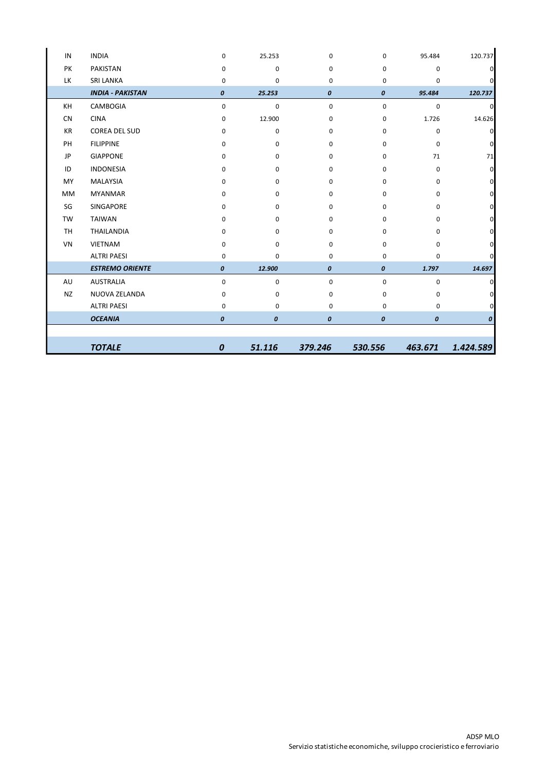| | | | | | | | |
|---|---|---|---|---|---|---|---|
| IN | INDIA | 0 | 25.253 | 0 | 0 | 95.484 | 120.737 |
| PK | PAKISTAN | 0 | 0 | 0 | 0 | 0 | 0 |
| LK | SRI LANKA | 0 | 0 | 0 | 0 | 0 | 0 |
| | ***INDIA - PAKISTAN*** | ***0*** | ***25.253*** | ***0*** | ***0*** | ***95.484*** | ***120.737*** |
| KH | CAMBOGIA | 0 | 0 | 0 | 0 | 0 | 0 |
| CN | CINA | 0 | 12.900 | 0 | 0 | 1.726 | 14.626 |
| KR | COREA DEL SUD | 0 | 0 | 0 | 0 | 0 | 0 |
| PH | FILIPPINE | 0 | 0 | 0 | 0 | 0 | 0 |
| JP | GIAPPONE | 0 | 0 | 0 | 0 | 71 | 71 |
| ID | INDONESIA | 0 | 0 | 0 | 0 | 0 | 0 |
| MY | MALAYSIA | 0 | 0 | 0 | 0 | 0 | 0 |
| MM | MYANMAR | 0 | 0 | 0 | 0 | 0 | 0 |
| SG | SINGAPORE | 0 | 0 | 0 | 0 | 0 | 0 |
| TW | TAIWAN | 0 | 0 | 0 | 0 | 0 | 0 |
| TH | THAILANDIA | 0 | 0 | 0 | 0 | 0 | 0 |
| VN | VIETNAM | 0 | 0 | 0 | 0 | 0 | 0 |
| | ALTRI PAESI | 0 | 0 | 0 | 0 | 0 | 0 |
| | ***ESTREMO ORIENTE*** | ***0*** | ***12.900*** | ***0*** | ***0*** | ***1.797*** | ***14.697*** |
| AU | AUSTRALIA | 0 | 0 | 0 | 0 | 0 | 0 |
| NZ | NUOVA ZELANDA | 0 | 0 | 0 | 0 | 0 | 0 |
| | ALTRI PAESI | 0 | 0 | 0 | 0 | 0 | 0 |
| | ***OCEANIA*** | ***0*** | ***0*** | ***0*** | ***0*** | ***0*** | ***0*** |
| | | | | | | | |
| | ***TOTALE*** | ***0*** | ***51.116*** | ***379.246*** | ***530.556*** | ***463.671*** | ***1.424.589*** |

ADSP MLO
Servizio statistiche economiche, sviluppo crocieristico e ferroviario